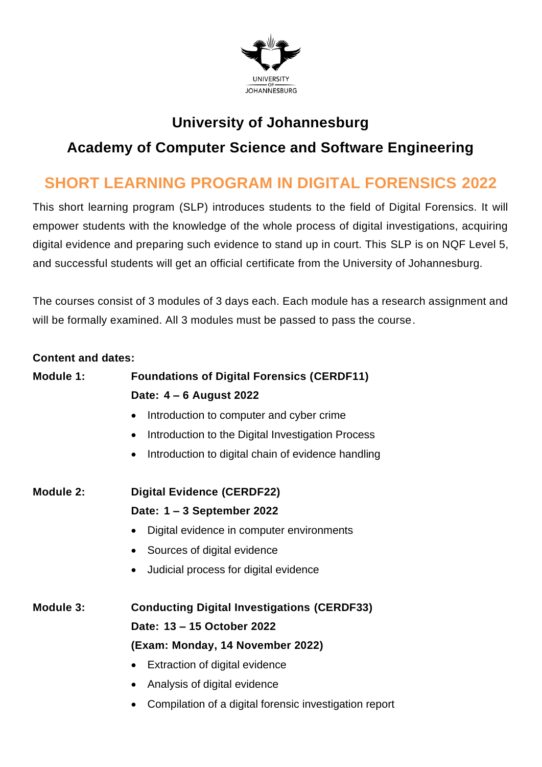# University of Johannesburg

## Academy of Computer Science and Software Engineering

## SHORT LEARNING PROGRAM IN DIGITAL FORENSICS 2022

This short learning program (SLP) introduces students to the field of Digital Forensics. It will empower students with the knowledge of the whole process of digital investigations, acquiring digital evidence and preparing such evidence to stand up in court. This SLP is on NQF Level 5, and successful students will get an official certificate from the University of Johannesburg.

The courses consist of 3 modules of 3 days each. Each module has a research assignment and will be formally examined. All 3 modules must be passed to pass the course.

**Content and dates:**

**Module 1:** **Foundations of Digital Forensics (CERDF11)**

**Date: 4 – 6 August 2022**

- Introduction to computer and cyber crime
- Introduction to the Digital Investigation Process
- Introduction to digital chain of evidence handling

**Module 2:** **Digital Evidence (CERDF22)**

**Date: 1 – 3 September 2022**

- Digital evidence in computer environments
- Sources of digital evidence
- Judicial process for digital evidence

**Module 3:** **Conducting Digital Investigations (CERDF33)**

**Date: 13 – 15 October 2022**

**(Exam: Monday, 14 November 2022)**

- Extraction of digital evidence
- Analysis of digital evidence
- Compilation of a digital forensic investigation report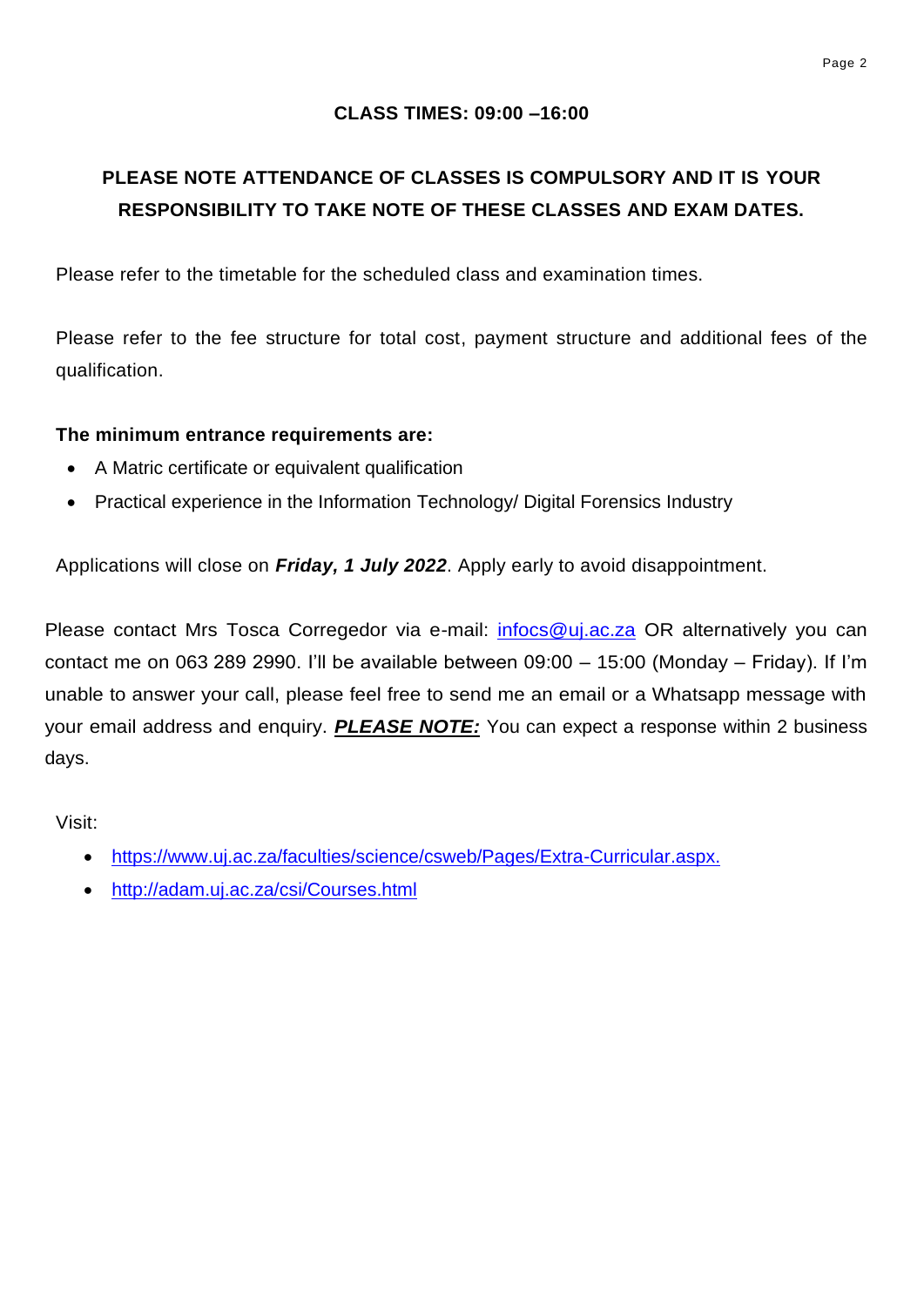**CLASS TIMES: 09:00 –16:00**

**PLEASE NOTE ATTENDANCE OF CLASSES IS COMPULSORY AND IT IS YOUR RESPONSIBILITY TO TAKE NOTE OF THESE CLASSES AND EXAM DATES.**

Please refer to the timetable for the scheduled class and examination times.

Please refer to the fee structure for total cost, payment structure and additional fees of the qualification.

**The minimum entrance requirements are:**

- A Matric certificate or equivalent qualification
- Practical experience in the Information Technology/ Digital Forensics Industry

Applications will close on ***Friday, 1 July 2022***. Apply early to avoid disappointment.

Please contact Mrs Tosca Corregedor via e-mail: [infocs@uj.ac.za](mailto:infocs@uj.ac.za) OR alternatively you can contact me on 063 289 2990. I'll be available between 09:00 – 15:00 (Monday – Friday). If I'm unable to answer your call, please feel free to send me an email or a Whatsapp message with your email address and enquiry. ***PLEASE NOTE:*** You can expect a response within 2 business days.

Visit:

- https://www.uj.ac.za/faculties/science/csweb/Pages/Extra-Curricular.aspx.
- http://adam.uj.ac.za/csi/Courses.html